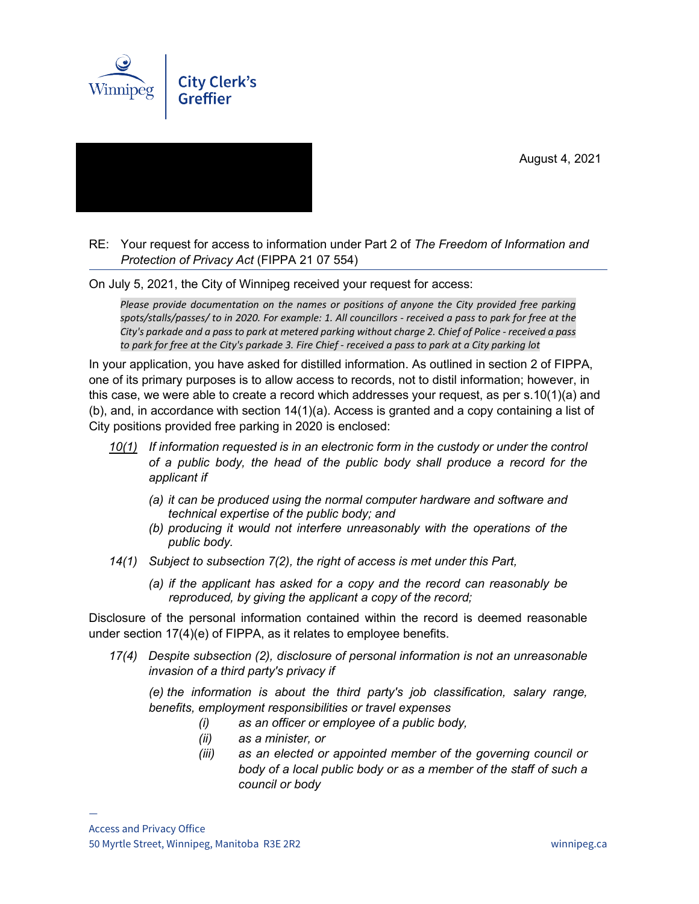Winnipeg | City Clerk's Greffier

August 4, 2021

RE: Your request for access to information under Part 2 of *The Freedom of Information and Protection of Privacy Act* (FIPPA 21 07 554)

On July 5, 2021, the City of Winnipeg received your request for access:

> *Please provide documentation on the names or positions of anyone the City provided free parking spots/stalls/passes/ to in 2020. For example: 1. All councillors - received a pass to park for free at the City's parkade and a pass to park at metered parking without charge 2. Chief of Police - received a pass to park for free at the City's parkade 3. Fire Chief - received a pass to park at a City parking lot*

In your application, you have asked for distilled information. As outlined in section 2 of FIPPA, one of its primary purposes is to allow access to records, not to distil information; however, in this case, we were able to create a record which addresses your request, as per s.10(1)(a) and (b), and, in accordance with section 14(1)(a). Access is granted and a copy containing a list of City positions provided free parking in 2020 is enclosed:

*10(1) If information requested is in an electronic form in the custody or under the control of a public body, the head of the public body shall produce a record for the applicant if*

- *(a) it can be produced using the normal computer hardware and software and technical expertise of the public body; and*
- *(b) producing it would not interfere unreasonably with the operations of the public body.*

*14(1) Subject to subsection 7(2), the right of access is met under this Part,*

- *(a) if the applicant has asked for a copy and the record can reasonably be reproduced, by giving the applicant a copy of the record;*

Disclosure of the personal information contained within the record is deemed reasonable under section 17(4)(e) of FIPPA, as it relates to employee benefits.

*17(4) Despite subsection (2), disclosure of personal information is not an unreasonable invasion of a third party's privacy if*

*(e) the information is about the third party's job classification, salary range, benefits, employment responsibilities or travel expenses*

- *(i) as an officer or employee of a public body,*
- *(ii) as a minister, or*
- *(iii) as an elected or appointed member of the governing council or body of a local public body or as a member of the staff of such a council or body*

Access and Privacy Office
50 Myrtle Street, Winnipeg, Manitoba R3E 2R2
winnipeg.ca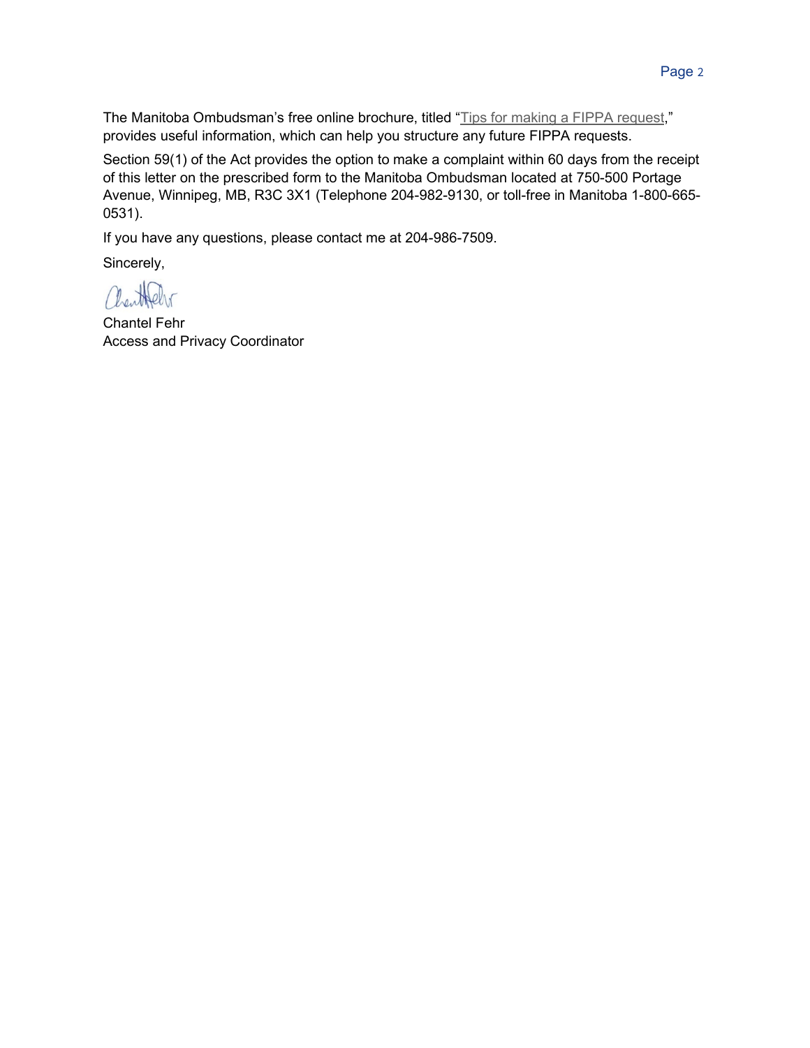The Manitoba Ombudsman's free online brochure, titled "Tips for making a FIPPA request," provides useful information, which can help you structure any future FIPPA requests.

Section 59(1) of the Act provides the option to make a complaint within 60 days from the receipt of this letter on the prescribed form to the Manitoba Ombudsman located at 750-500 Portage Avenue, Winnipeg, MB, R3C 3X1 (Telephone 204-982-9130, or toll-free in Manitoba 1-800-665-0531).

If you have any questions, please contact me at 204-986-7509.

Sincerely,

Chantel Fehr
Access and Privacy Coordinator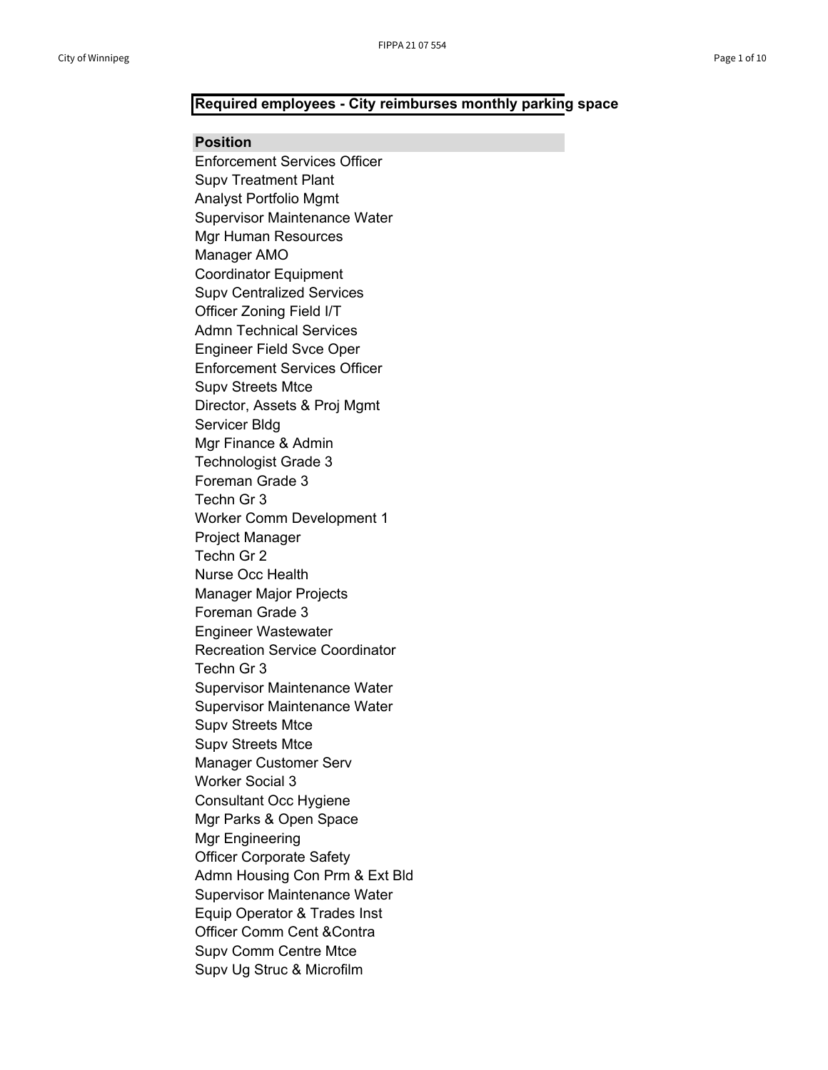**Required employees - City reimburses monthly parking space**

| Position |
| --- |
| Enforcement Services Officer |
| Supv Treatment Plant |
| Analyst Portfolio Mgmt |
| Supervisor Maintenance Water |
| Mgr Human Resources |
| Manager AMO |
| Coordinator Equipment |
| Supv Centralized Services |
| Officer Zoning Field I/T |
| Admn Technical Services |
| Engineer Field Svce Oper |
| Enforcement Services Officer |
| Supv Streets Mtce |
| Director, Assets & Proj Mgmt |
| Servicer Bldg |
| Mgr Finance & Admin |
| Technologist Grade 3 |
| Foreman Grade 3 |
| Techn Gr 3 |
| Worker Comm Development 1 |
| Project Manager |
| Techn Gr 2 |
| Nurse Occ Health |
| Manager Major Projects |
| Foreman Grade 3 |
| Engineer Wastewater |
| Recreation Service Coordinator |
| Techn Gr 3 |
| Supervisor Maintenance Water |
| Supervisor Maintenance Water |
| Supv Streets Mtce |
| Supv Streets Mtce |
| Manager Customer Serv |
| Worker Social 3 |
| Consultant Occ Hygiene |
| Mgr Parks & Open Space |
| Mgr Engineering |
| Officer Corporate Safety |
| Admn Housing Con Prm & Ext Bld |
| Supervisor Maintenance Water |
| Equip Operator & Trades Inst |
| Officer Comm Cent &Contra |
| Supv Comm Centre Mtce |
| Supv Ug Struc & Microfilm |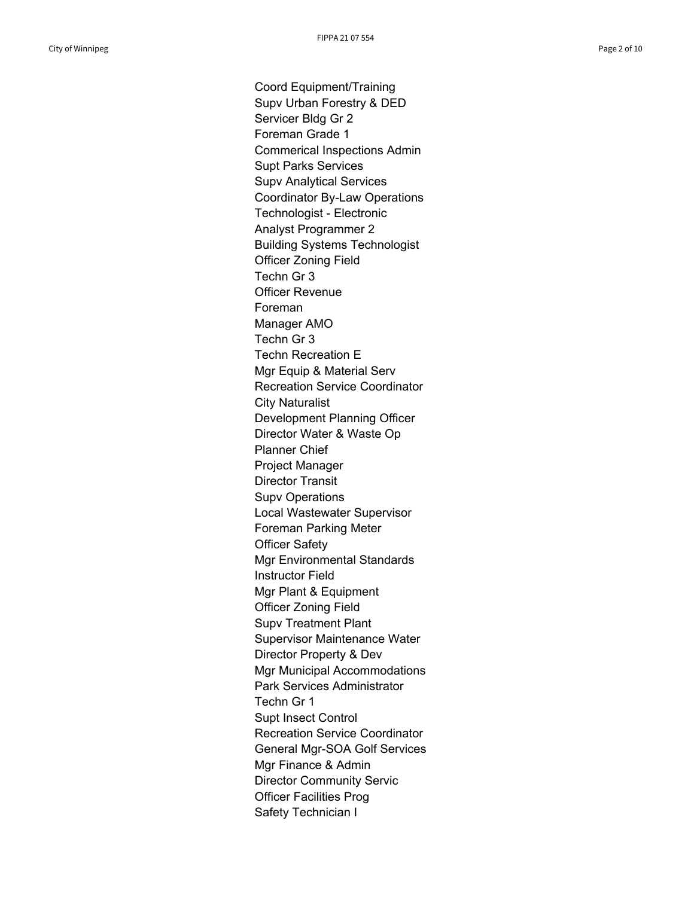Coord Equipment/Training
Supv Urban Forestry & DED
Servicer Bldg Gr 2
Foreman Grade 1
Commerical Inspections Admin
Supt Parks Services
Supv Analytical Services
Coordinator By-Law Operations
Technologist - Electronic
Analyst Programmer 2
Building Systems Technologist
Officer Zoning Field
Techn Gr 3
Officer Revenue
Foreman
Manager AMO
Techn Gr 3
Techn Recreation E
Mgr Equip & Material Serv
Recreation Service Coordinator
City Naturalist
Development Planning Officer
Director Water & Waste Op
Planner Chief
Project Manager
Director Transit
Supv Operations
Local Wastewater Supervisor
Foreman Parking Meter
Officer Safety
Mgr Environmental Standards
Instructor Field
Mgr Plant & Equipment
Officer Zoning Field
Supv Treatment Plant
Supervisor Maintenance Water
Director Property & Dev
Mgr Municipal Accommodations
Park Services Administrator
Techn Gr 1
Supt Insect Control
Recreation Service Coordinator
General Mgr-SOA Golf Services
Mgr Finance & Admin
Director Community Servic
Officer Facilities Prog
Safety Technician I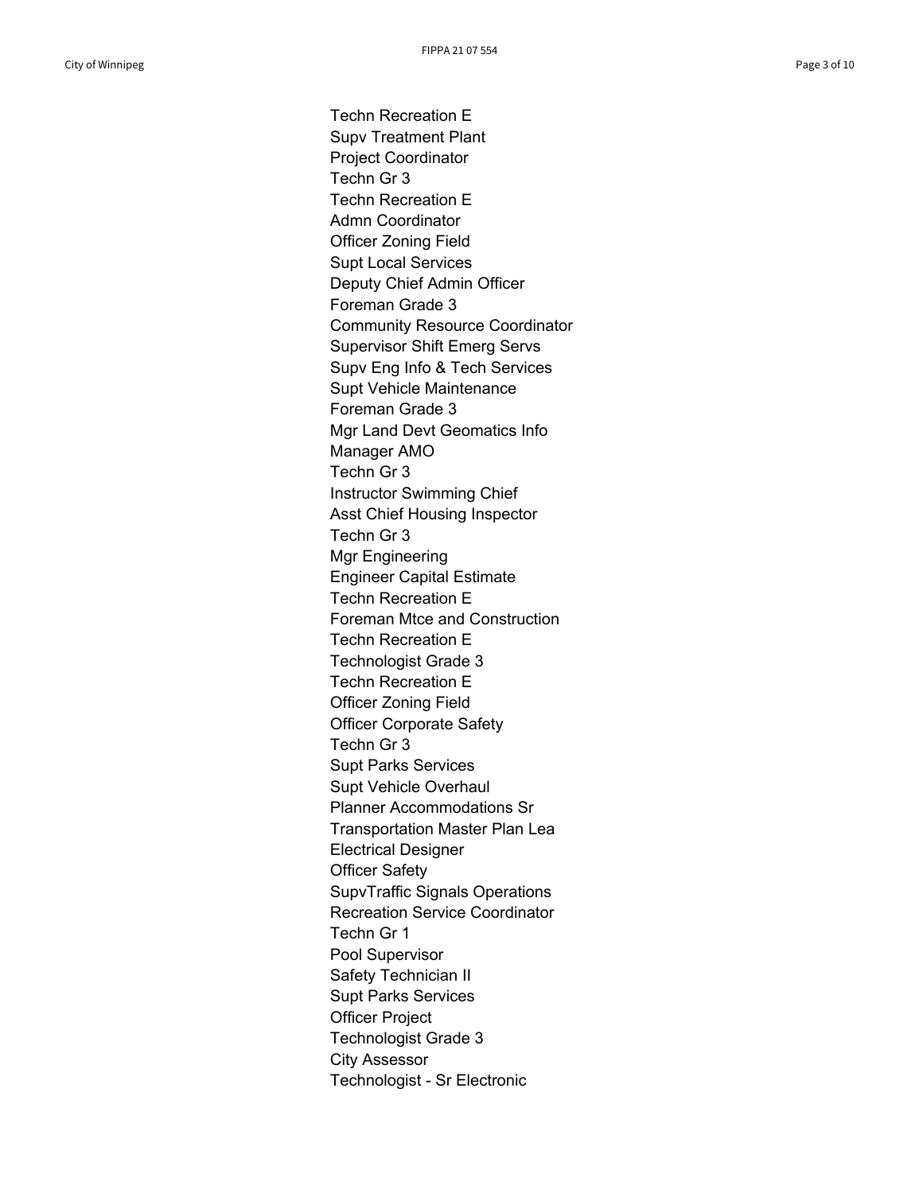Techn Recreation E
Supv Treatment Plant
Project Coordinator
Techn Gr 3
Techn Recreation E
Admn Coordinator
Officer Zoning Field
Supt Local Services
Deputy Chief Admin Officer
Foreman Grade 3
Community Resource Coordinator
Supervisor Shift Emerg Servs
Supv Eng Info & Tech Services
Supt Vehicle Maintenance
Foreman Grade 3
Mgr Land Devt Geomatics Info
Manager AMO
Techn Gr 3
Instructor Swimming Chief
Asst Chief Housing Inspector
Techn Gr 3
Mgr Engineering
Engineer Capital Estimate
Techn Recreation E
Foreman Mtce and Construction
Techn Recreation E
Technologist Grade 3
Techn Recreation E
Officer Zoning Field
Officer Corporate Safety
Techn Gr 3
Supt Parks Services
Supt Vehicle Overhaul
Planner Accommodations Sr
Transportation Master Plan Lea
Electrical Designer
Officer Safety
SupvTraffic Signals Operations
Recreation Service Coordinator
Techn Gr 1
Pool Supervisor
Safety Technician II
Supt Parks Services
Officer Project
Technologist Grade 3
City Assessor
Technologist - Sr Electronic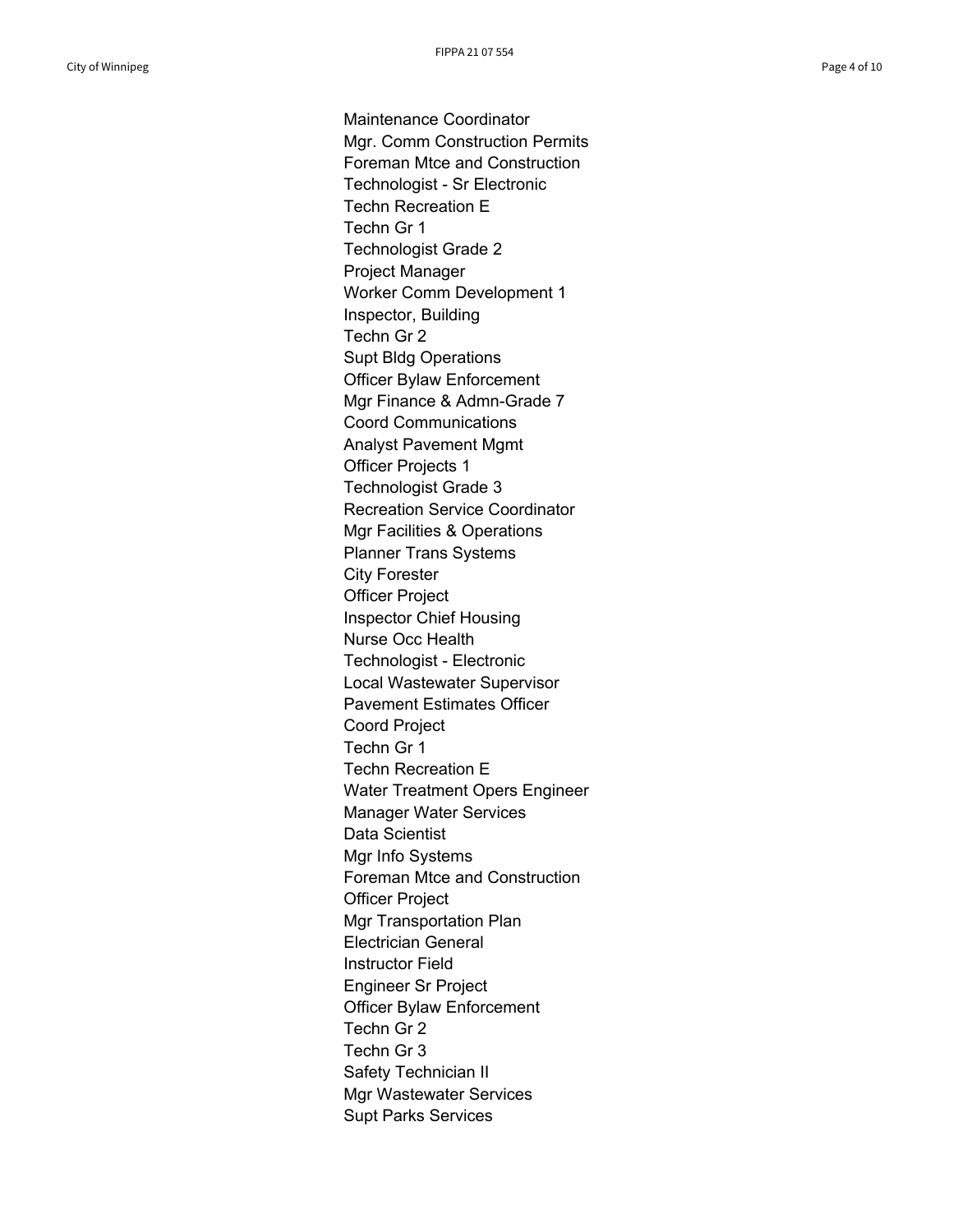Maintenance Coordinator
Mgr. Comm Construction Permits
Foreman Mtce and Construction
Technologist - Sr Electronic
Techn Recreation E
Techn Gr 1
Technologist Grade 2
Project Manager
Worker Comm Development 1
Inspector, Building
Techn Gr 2
Supt Bldg Operations
Officer Bylaw Enforcement
Mgr Finance & Admn-Grade 7
Coord Communications
Analyst Pavement Mgmt
Officer Projects 1
Technologist Grade 3
Recreation Service Coordinator
Mgr Facilities & Operations
Planner Trans Systems
City Forester
Officer Project
Inspector Chief Housing
Nurse Occ Health
Technologist - Electronic
Local Wastewater Supervisor
Pavement Estimates Officer
Coord Project
Techn Gr 1
Techn Recreation E
Water Treatment Opers Engineer
Manager Water Services
Data Scientist
Mgr Info Systems
Foreman Mtce and Construction
Officer Project
Mgr Transportation Plan
Electrician General
Instructor Field
Engineer Sr Project
Officer Bylaw Enforcement
Techn Gr 2
Techn Gr 3
Safety Technician II
Mgr Wastewater Services
Supt Parks Services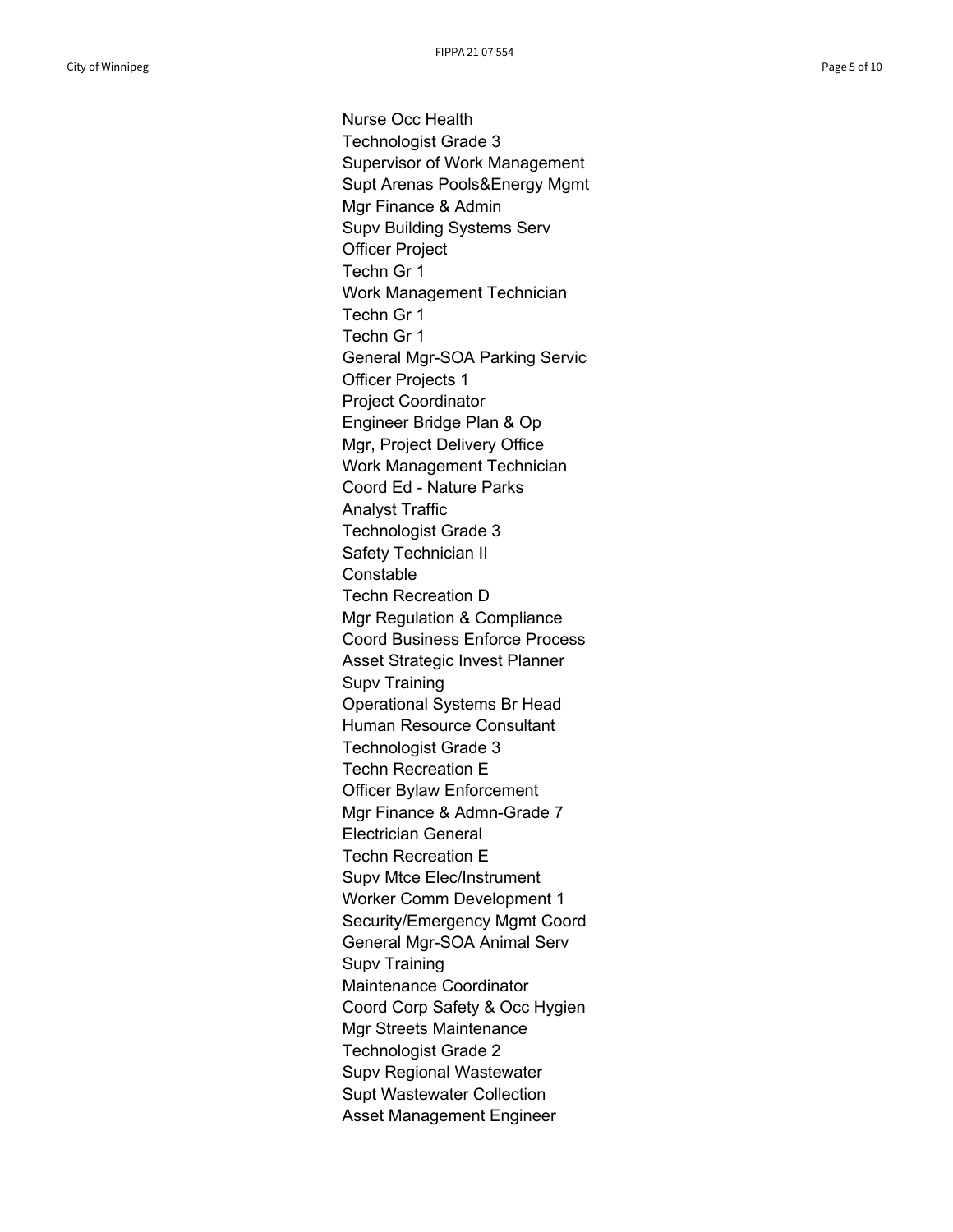Nurse Occ Health
Technologist Grade 3
Supervisor of Work Management
Supt Arenas Pools&Energy Mgmt
Mgr Finance & Admin
Supv Building Systems Serv
Officer Project
Techn Gr 1
Work Management Technician
Techn Gr 1
Techn Gr 1
General Mgr-SOA Parking Servic
Officer Projects 1
Project Coordinator
Engineer Bridge Plan & Op
Mgr, Project Delivery Office
Work Management Technician
Coord Ed - Nature Parks
Analyst Traffic
Technologist Grade 3
Safety Technician II
Constable
Techn Recreation D
Mgr Regulation & Compliance
Coord Business Enforce Process
Asset Strategic Invest Planner
Supv Training
Operational Systems Br Head
Human Resource Consultant
Technologist Grade 3
Techn Recreation E
Officer Bylaw Enforcement
Mgr Finance & Admn-Grade 7
Electrician General
Techn Recreation E
Supv Mtce Elec/Instrument
Worker Comm Development 1
Security/Emergency Mgmt Coord
General Mgr-SOA Animal Serv
Supv Training
Maintenance Coordinator
Coord Corp Safety & Occ Hygien
Mgr Streets Maintenance
Technologist Grade 2
Supv Regional Wastewater
Supt Wastewater Collection
Asset Management Engineer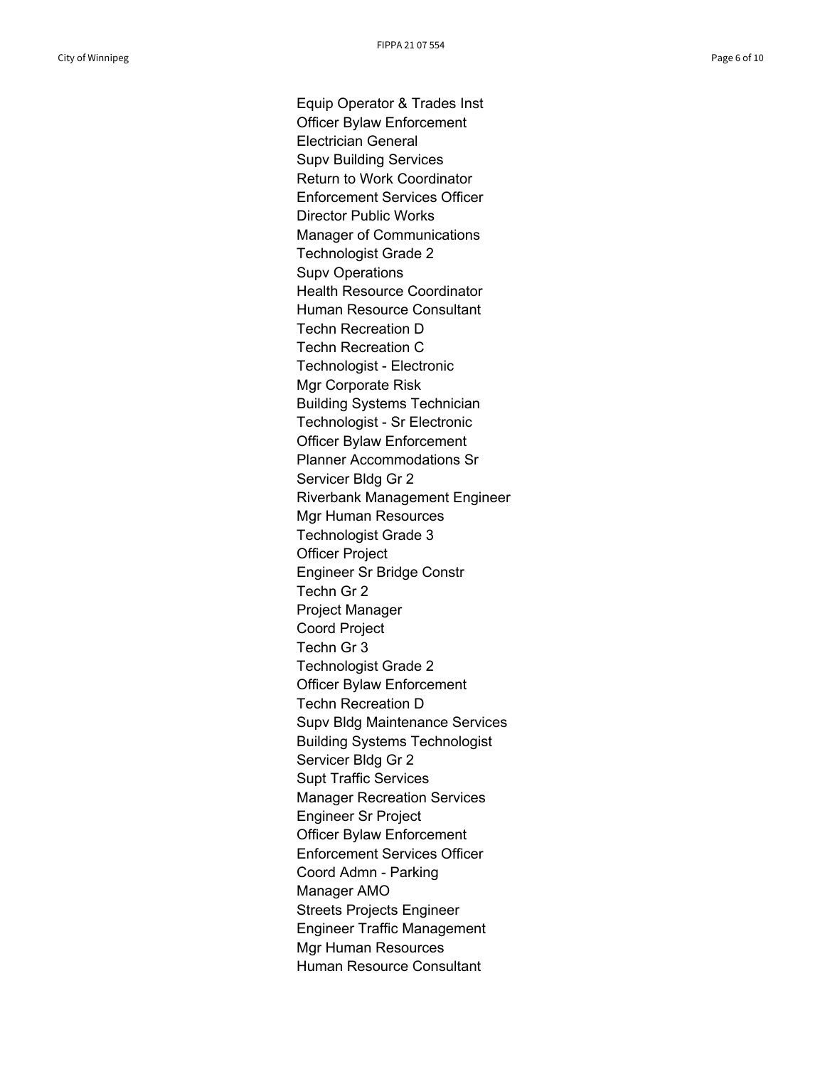Equip Operator & Trades Inst
Officer Bylaw Enforcement
Electrician General
Supv Building Services
Return to Work Coordinator
Enforcement Services Officer
Director Public Works
Manager of Communications
Technologist Grade 2
Supv Operations
Health Resource Coordinator
Human Resource Consultant
Techn Recreation D
Techn Recreation C
Technologist - Electronic
Mgr Corporate Risk
Building Systems Technician
Technologist - Sr Electronic
Officer Bylaw Enforcement
Planner Accommodations Sr
Servicer Bldg Gr 2
Riverbank Management Engineer
Mgr Human Resources
Technologist Grade 3
Officer Project
Engineer Sr Bridge Constr
Techn Gr 2
Project Manager
Coord Project
Techn Gr 3
Technologist Grade 2
Officer Bylaw Enforcement
Techn Recreation D
Supv Bldg Maintenance Services
Building Systems Technologist
Servicer Bldg Gr 2
Supt Traffic Services
Manager Recreation Services
Engineer Sr Project
Officer Bylaw Enforcement
Enforcement Services Officer
Coord Admn - Parking
Manager AMO
Streets Projects Engineer
Engineer Traffic Management
Mgr Human Resources
Human Resource Consultant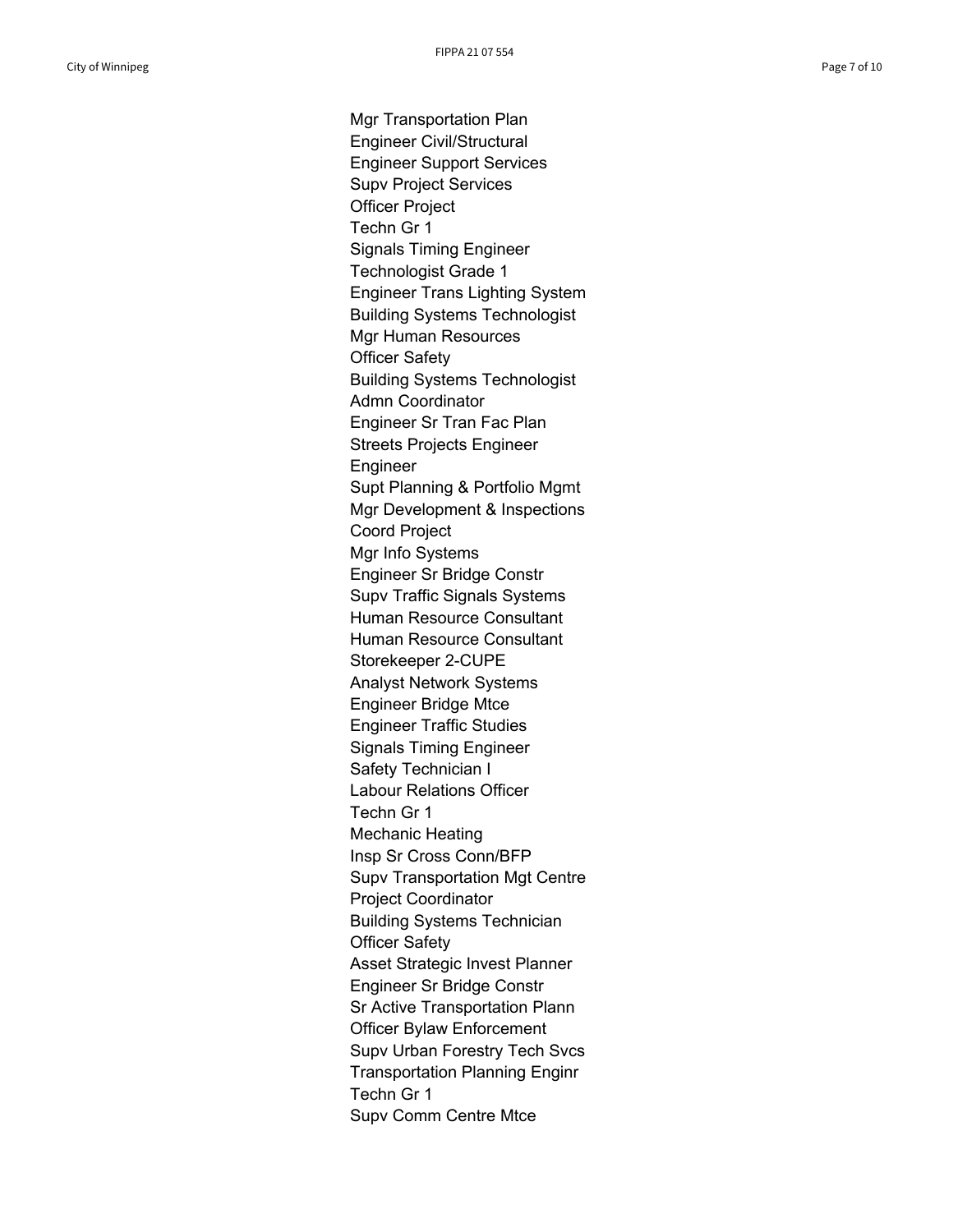Mgr Transportation Plan
Engineer Civil/Structural
Engineer Support Services
Supv Project Services
Officer Project
Techn Gr 1
Signals Timing Engineer
Technologist Grade 1
Engineer Trans Lighting System
Building Systems Technologist
Mgr Human Resources
Officer Safety
Building Systems Technologist
Admn Coordinator
Engineer Sr Tran Fac Plan
Streets Projects Engineer
Engineer
Supt Planning & Portfolio Mgmt
Mgr Development & Inspections
Coord Project
Mgr Info Systems
Engineer Sr Bridge Constr
Supv Traffic Signals Systems
Human Resource Consultant
Human Resource Consultant
Storekeeper 2-CUPE
Analyst Network Systems
Engineer Bridge Mtce
Engineer Traffic Studies
Signals Timing Engineer
Safety Technician I
Labour Relations Officer
Techn Gr 1
Mechanic Heating
Insp Sr Cross Conn/BFP
Supv Transportation Mgt Centre
Project Coordinator
Building Systems Technician
Officer Safety
Asset Strategic Invest Planner
Engineer Sr Bridge Constr
Sr Active Transportation Plann
Officer Bylaw Enforcement
Supv Urban Forestry Tech Svcs
Transportation Planning Enginr
Techn Gr 1
Supv Comm Centre Mtce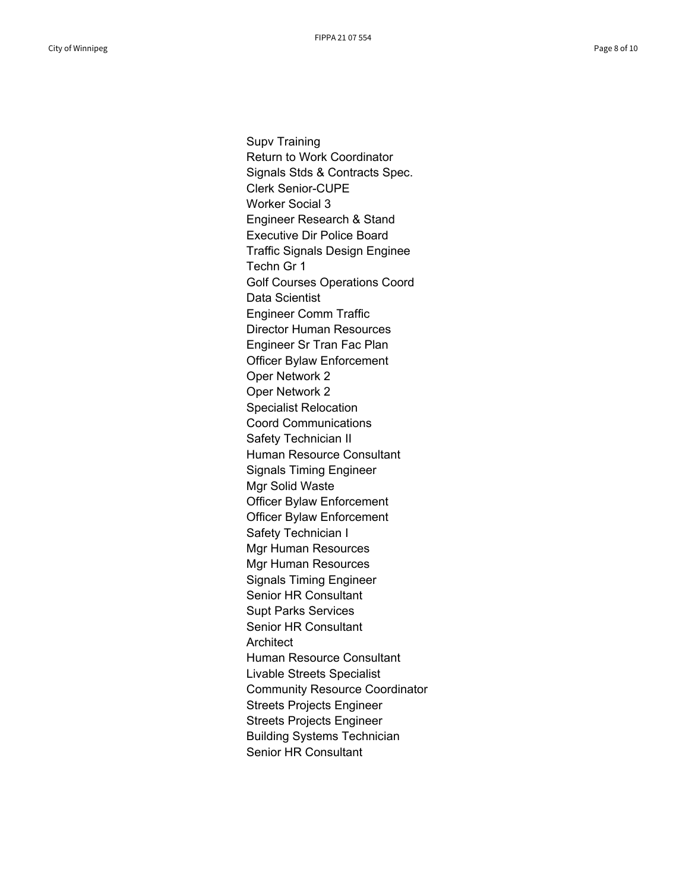Supv Training
Return to Work Coordinator
Signals Stds & Contracts Spec.
Clerk Senior-CUPE
Worker Social 3
Engineer Research & Stand
Executive Dir Police Board
Traffic Signals Design Enginee
Techn Gr 1
Golf Courses Operations Coord
Data Scientist
Engineer Comm Traffic
Director Human Resources
Engineer Sr Tran Fac Plan
Officer Bylaw Enforcement
Oper Network 2
Oper Network 2
Specialist Relocation
Coord Communications
Safety Technician II
Human Resource Consultant
Signals Timing Engineer
Mgr Solid Waste
Officer Bylaw Enforcement
Officer Bylaw Enforcement
Safety Technician I
Mgr Human Resources
Mgr Human Resources
Signals Timing Engineer
Senior HR Consultant
Supt Parks Services
Senior HR Consultant
Architect
Human Resource Consultant
Livable Streets Specialist
Community Resource Coordinator
Streets Projects Engineer
Streets Projects Engineer
Building Systems Technician
Senior HR Consultant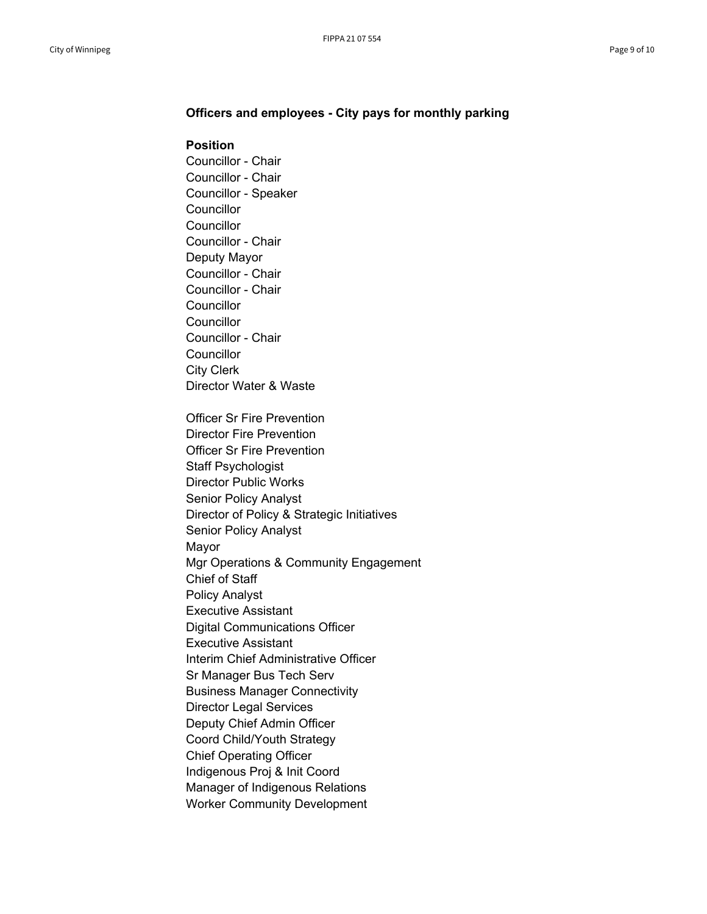**Officers and employees - City pays for monthly parking**

**Position**

Councillor - Chair
Councillor - Chair
Councillor - Speaker
Councillor
Councillor
Councillor - Chair
Deputy Mayor
Councillor - Chair
Councillor - Chair
Councillor
Councillor
Councillor - Chair
Councillor
City Clerk
Director Water & Waste

Officer Sr Fire Prevention
Director Fire Prevention
Officer Sr Fire Prevention
Staff Psychologist
Director Public Works
Senior Policy Analyst
Director of Policy & Strategic Initiatives
Senior Policy Analyst
Mayor
Mgr Operations & Community Engagement
Chief of Staff
Policy Analyst
Executive Assistant
Digital Communications Officer
Executive Assistant
Interim Chief Administrative Officer
Sr Manager Bus Tech Serv
Business Manager Connectivity
Director Legal Services
Deputy Chief Admin Officer
Coord Child/Youth Strategy
Chief Operating Officer
Indigenous Proj & Init Coord
Manager of Indigenous Relations
Worker Community Development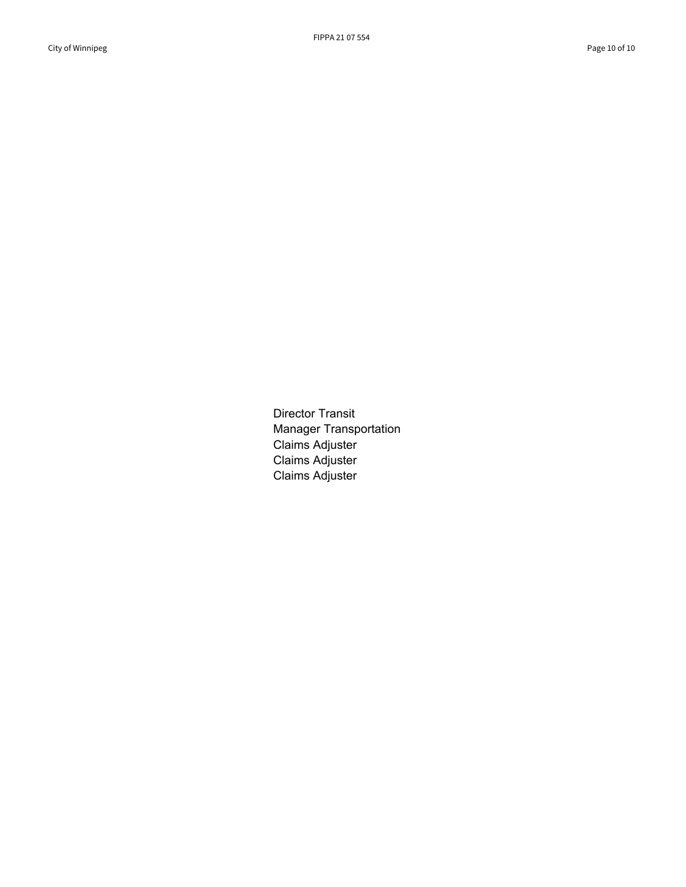Director Transit
Manager Transportation
Claims Adjuster
Claims Adjuster
Claims Adjuster